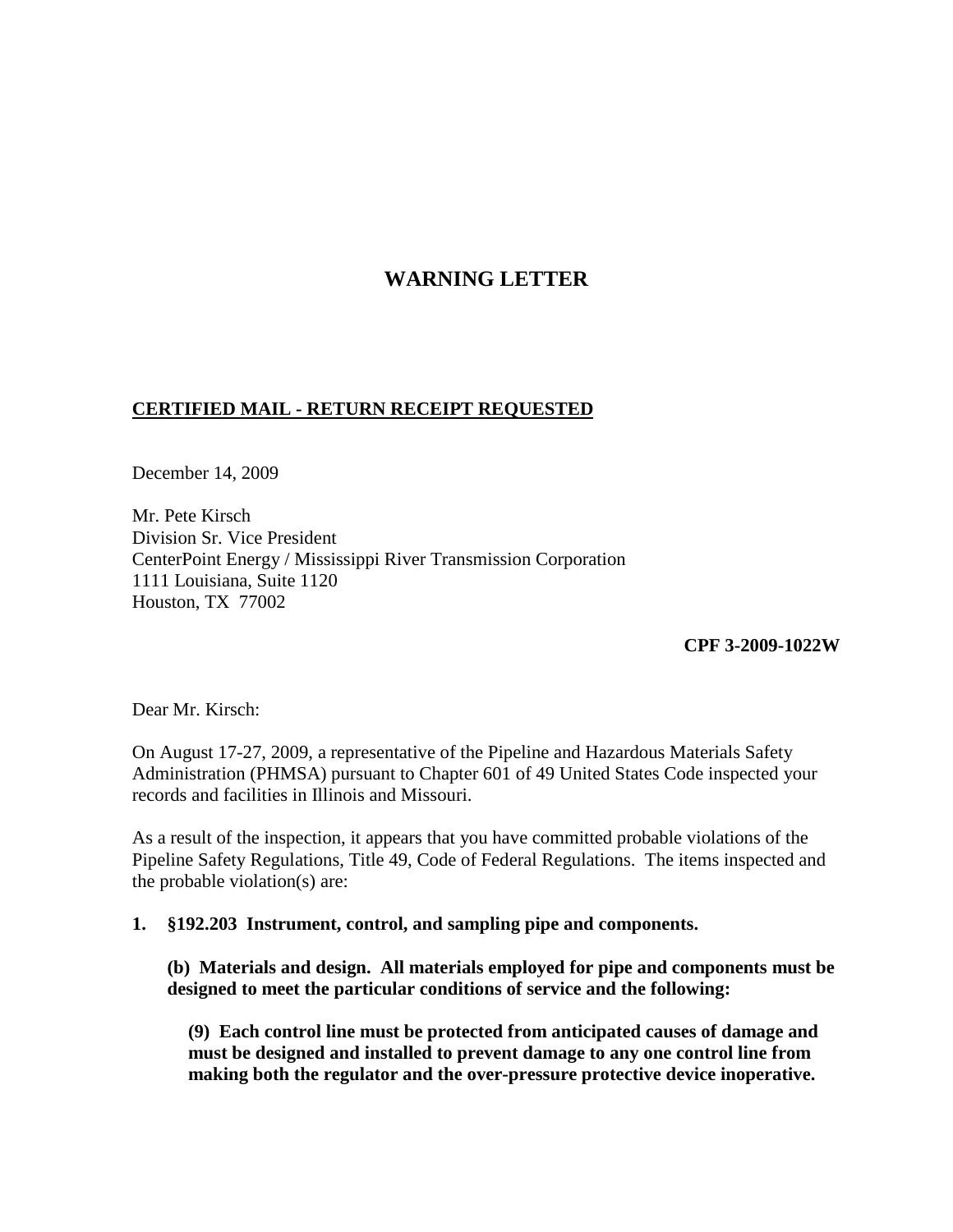# WARNING LETTER

**CERTIFIED MAIL - RETURN RECEIPT REQUESTED**

December 14, 2009

Mr. Pete Kirsch
Division Sr. Vice President
CenterPoint Energy / Mississippi River Transmission Corporation
1111 Louisiana, Suite 1120
Houston, TX 77002

**CPF 3-2009-1022W**

Dear Mr. Kirsch:

On August 17-27, 2009, a representative of the Pipeline and Hazardous Materials Safety Administration (PHMSA) pursuant to Chapter 601 of 49 United States Code inspected your records and facilities in Illinois and Missouri.

As a result of the inspection, it appears that you have committed probable violations of the Pipeline Safety Regulations, Title 49, Code of Federal Regulations. The items inspected and the probable violation(s) are:

**1. §192.203 Instrument, control, and sampling pipe and components.**

**(b) Materials and design. All materials employed for pipe and components must be designed to meet the particular conditions of service and the following:**

**(9) Each control line must be protected from anticipated causes of damage and must be designed and installed to prevent damage to any one control line from making both the regulator and the over-pressure protective device inoperative.**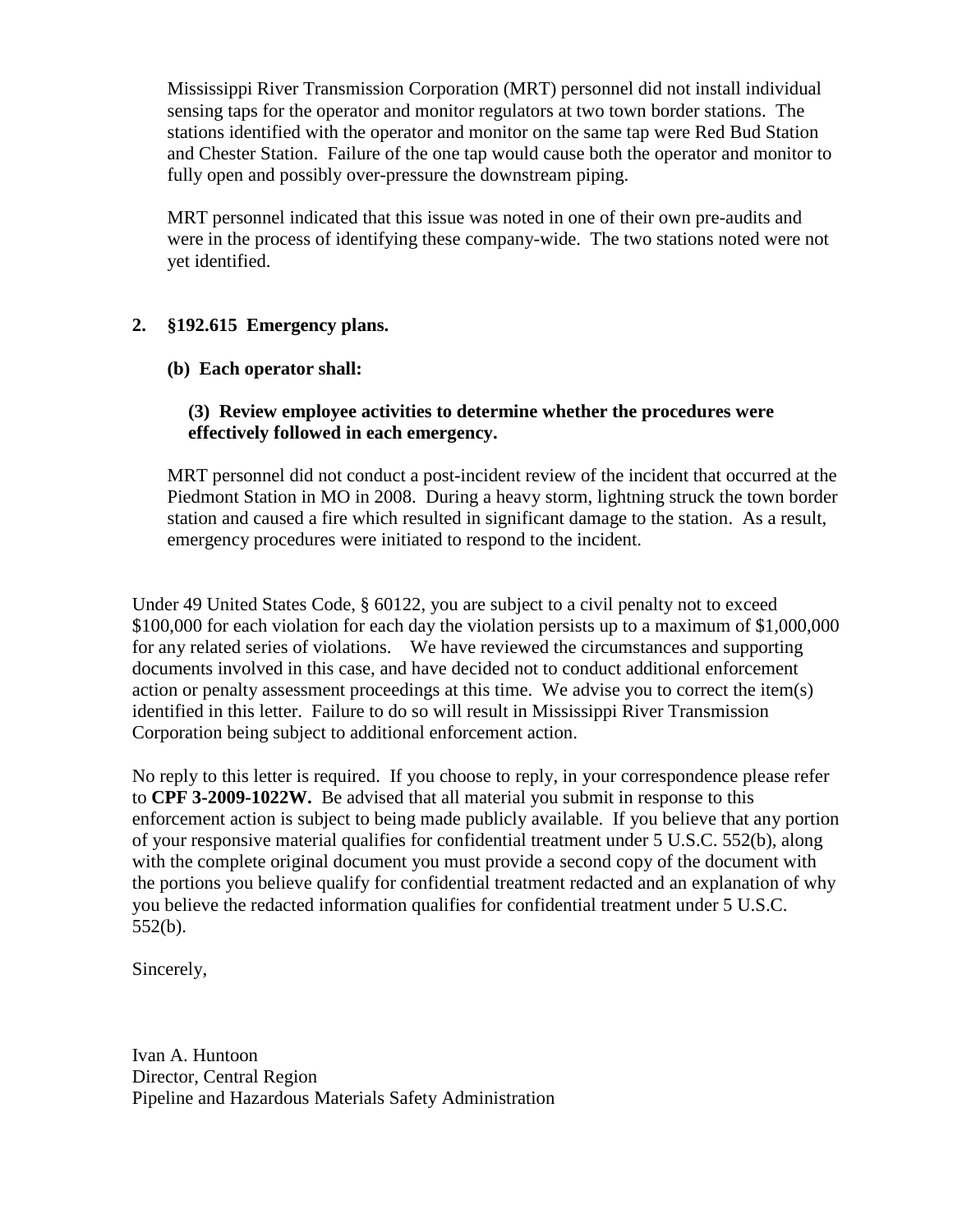Mississippi River Transmission Corporation (MRT) personnel did not install individual sensing taps for the operator and monitor regulators at two town border stations. The stations identified with the operator and monitor on the same tap were Red Bud Station and Chester Station. Failure of the one tap would cause both the operator and monitor to fully open and possibly over-pressure the downstream piping.

MRT personnel indicated that this issue was noted in one of their own pre-audits and were in the process of identifying these company-wide. The two stations noted were not yet identified.

**2. §192.615 Emergency plans.**

**(b) Each operator shall:**

**(3) Review employee activities to determine whether the procedures were effectively followed in each emergency.**

MRT personnel did not conduct a post-incident review of the incident that occurred at the Piedmont Station in MO in 2008. During a heavy storm, lightning struck the town border station and caused a fire which resulted in significant damage to the station. As a result, emergency procedures were initiated to respond to the incident.

Under 49 United States Code, § 60122, you are subject to a civil penalty not to exceed $100,000 for each violation for each day the violation persists up to a maximum of $1,000,000 for any related series of violations. We have reviewed the circumstances and supporting documents involved in this case, and have decided not to conduct additional enforcement action or penalty assessment proceedings at this time. We advise you to correct the item(s) identified in this letter. Failure to do so will result in Mississippi River Transmission Corporation being subject to additional enforcement action.

No reply to this letter is required. If you choose to reply, in your correspondence please refer to **CPF 3-2009-1022W.** Be advised that all material you submit in response to this enforcement action is subject to being made publicly available. If you believe that any portion of your responsive material qualifies for confidential treatment under 5 U.S.C. 552(b), along with the complete original document you must provide a second copy of the document with the portions you believe qualify for confidential treatment redacted and an explanation of why you believe the redacted information qualifies for confidential treatment under 5 U.S.C. 552(b).

Sincerely,

Ivan A. Huntoon
Director, Central Region
Pipeline and Hazardous Materials Safety Administration